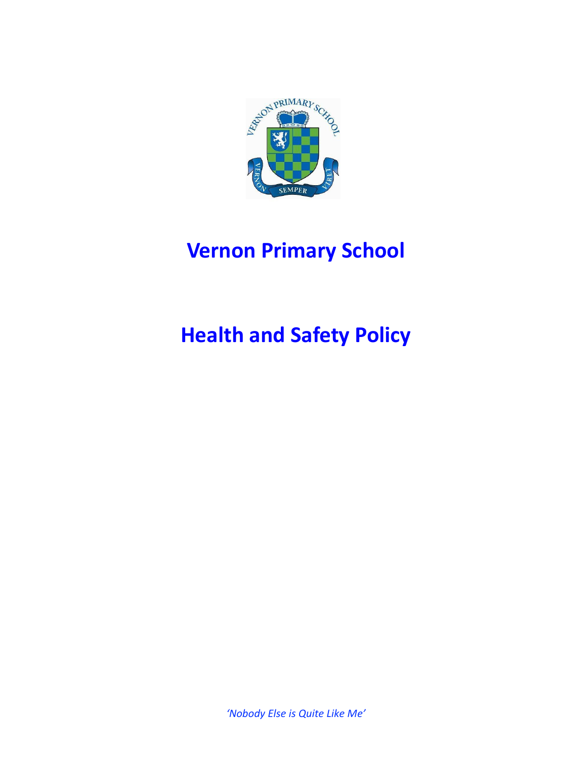# Vernon Primary School

# Health and Safety Policy

*'Nobody Else is Quite Like Me'*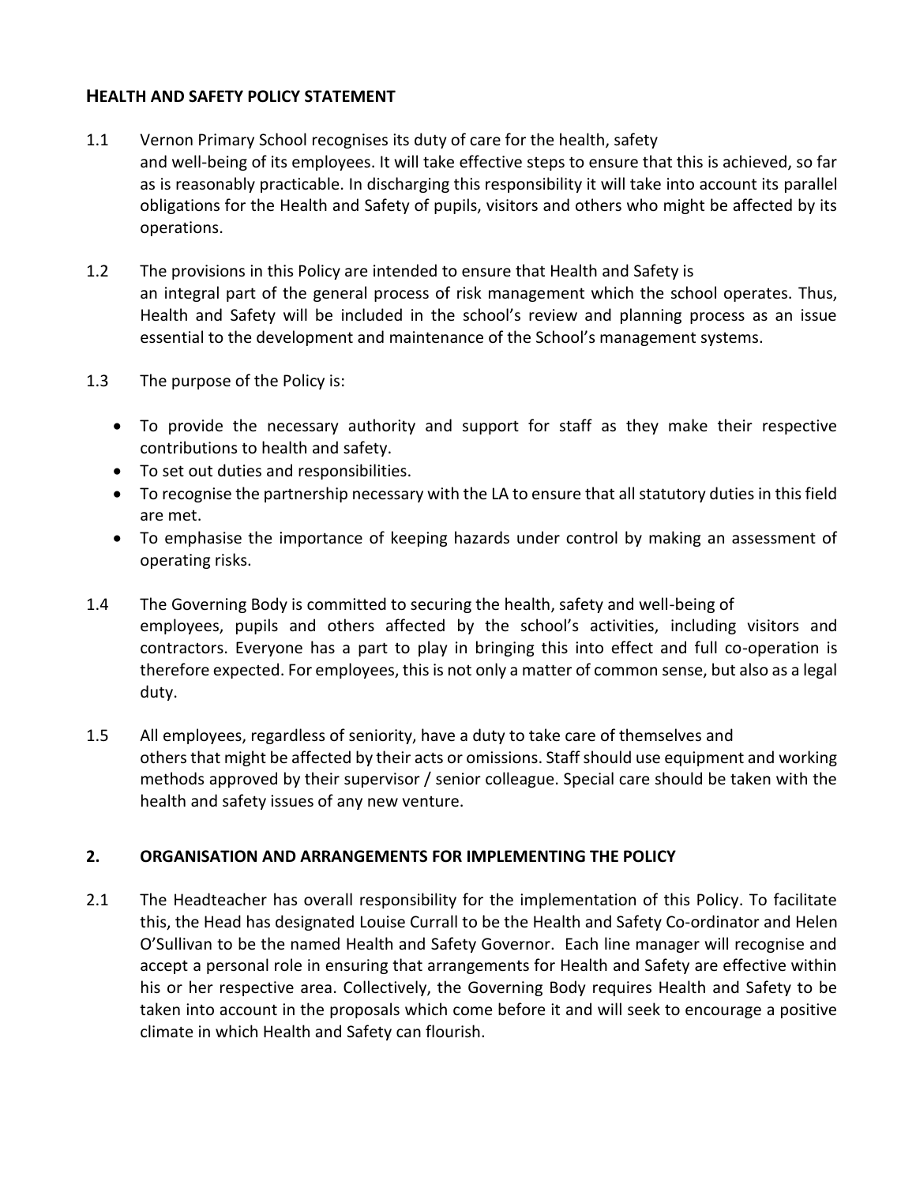## HEALTH AND SAFETY POLICY STATEMENT

1.1 Vernon Primary School recognises its duty of care for the health, safety and well-being of its employees. It will take effective steps to ensure that this is achieved, so far as is reasonably practicable. In discharging this responsibility it will take into account its parallel obligations for the Health and Safety of pupils, visitors and others who might be affected by its operations.

1.2 The provisions in this Policy are intended to ensure that Health and Safety is an integral part of the general process of risk management which the school operates. Thus, Health and Safety will be included in the school's review and planning process as an issue essential to the development and maintenance of the School's management systems.

1.3 The purpose of the Policy is:

- To provide the necessary authority and support for staff as they make their respective contributions to health and safety.
- To set out duties and responsibilities.
- To recognise the partnership necessary with the LA to ensure that all statutory duties in this field are met.
- To emphasise the importance of keeping hazards under control by making an assessment of operating risks.

1.4 The Governing Body is committed to securing the health, safety and well-being of employees, pupils and others affected by the school's activities, including visitors and contractors. Everyone has a part to play in bringing this into effect and full co-operation is therefore expected. For employees, this is not only a matter of common sense, but also as a legal duty.

1.5 All employees, regardless of seniority, have a duty to take care of themselves and others that might be affected by their acts or omissions. Staff should use equipment and working methods approved by their supervisor / senior colleague. Special care should be taken with the health and safety issues of any new venture.

## 2. ORGANISATION AND ARRANGEMENTS FOR IMPLEMENTING THE POLICY

2.1 The Headteacher has overall responsibility for the implementation of this Policy. To facilitate this, the Head has designated Louise Currall to be the Health and Safety Co-ordinator and Helen O'Sullivan to be the named Health and Safety Governor. Each line manager will recognise and accept a personal role in ensuring that arrangements for Health and Safety are effective within his or her respective area. Collectively, the Governing Body requires Health and Safety to be taken into account in the proposals which come before it and will seek to encourage a positive climate in which Health and Safety can flourish.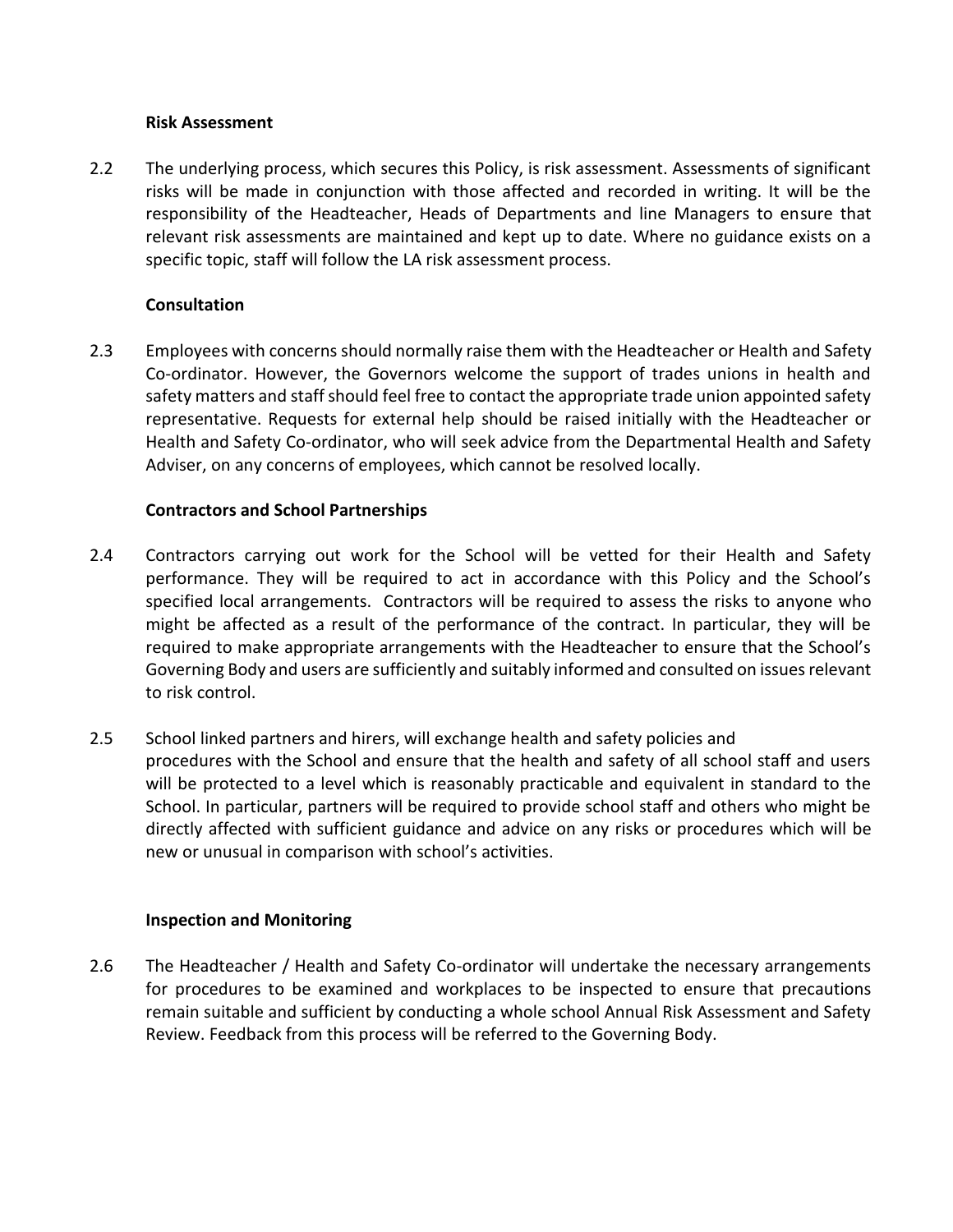**Risk Assessment**

2.2 The underlying process, which secures this Policy, is risk assessment. Assessments of significant risks will be made in conjunction with those affected and recorded in writing. It will be the responsibility of the Headteacher, Heads of Departments and line Managers to ensure that relevant risk assessments are maintained and kept up to date. Where no guidance exists on a specific topic, staff will follow the LA risk assessment process.

**Consultation**

2.3 Employees with concerns should normally raise them with the Headteacher or Health and Safety Co-ordinator. However, the Governors welcome the support of trades unions in health and safety matters and staff should feel free to contact the appropriate trade union appointed safety representative. Requests for external help should be raised initially with the Headteacher or Health and Safety Co-ordinator, who will seek advice from the Departmental Health and Safety Adviser, on any concerns of employees, which cannot be resolved locally.

**Contractors and School Partnerships**

2.4 Contractors carrying out work for the School will be vetted for their Health and Safety performance. They will be required to act in accordance with this Policy and the School's specified local arrangements. Contractors will be required to assess the risks to anyone who might be affected as a result of the performance of the contract. In particular, they will be required to make appropriate arrangements with the Headteacher to ensure that the School's Governing Body and users are sufficiently and suitably informed and consulted on issues relevant to risk control.

2.5 School linked partners and hirers, will exchange health and safety policies and procedures with the School and ensure that the health and safety of all school staff and users will be protected to a level which is reasonably practicable and equivalent in standard to the School. In particular, partners will be required to provide school staff and others who might be directly affected with sufficient guidance and advice on any risks or procedures which will be new or unusual in comparison with school's activities.

**Inspection and Monitoring**

2.6 The Headteacher / Health and Safety Co-ordinator will undertake the necessary arrangements for procedures to be examined and workplaces to be inspected to ensure that precautions remain suitable and sufficient by conducting a whole school Annual Risk Assessment and Safety Review. Feedback from this process will be referred to the Governing Body.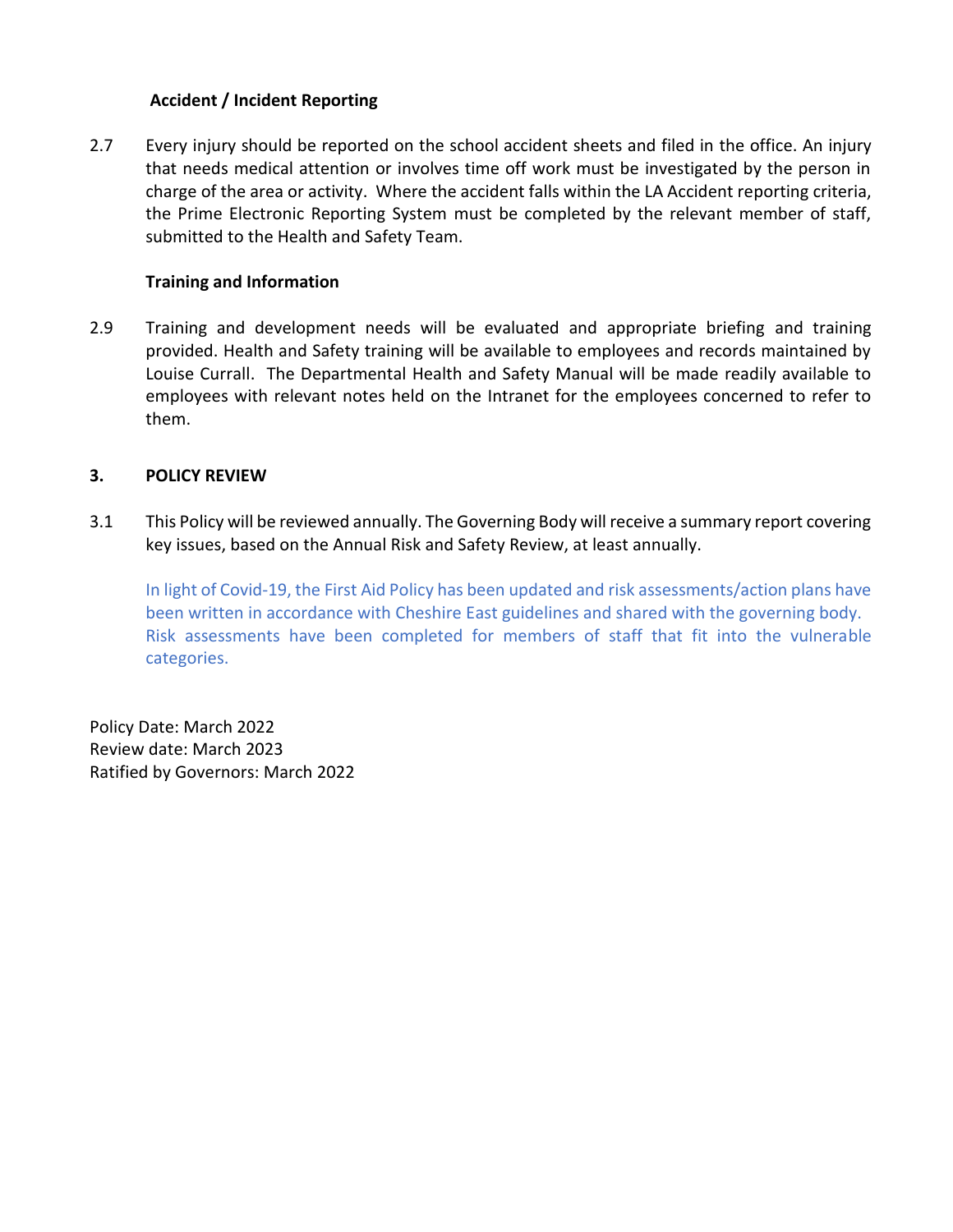**Accident / Incident Reporting**

2.7 Every injury should be reported on the school accident sheets and filed in the office. An injury that needs medical attention or involves time off work must be investigated by the person in charge of the area or activity. Where the accident falls within the LA Accident reporting criteria, the Prime Electronic Reporting System must be completed by the relevant member of staff, submitted to the Health and Safety Team.

**Training and Information**

2.9 Training and development needs will be evaluated and appropriate briefing and training provided. Health and Safety training will be available to employees and records maintained by Louise Currall. The Departmental Health and Safety Manual will be made readily available to employees with relevant notes held on the Intranet for the employees concerned to refer to them.

## 3. POLICY REVIEW

3.1 This Policy will be reviewed annually. The Governing Body will receive a summary report covering key issues, based on the Annual Risk and Safety Review, at least annually.

In light of Covid-19, the First Aid Policy has been updated and risk assessments/action plans have been written in accordance with Cheshire East guidelines and shared with the governing body. Risk assessments have been completed for members of staff that fit into the vulnerable categories.

Policy Date: March 2022
Review date: March 2023
Ratified by Governors: March 2022